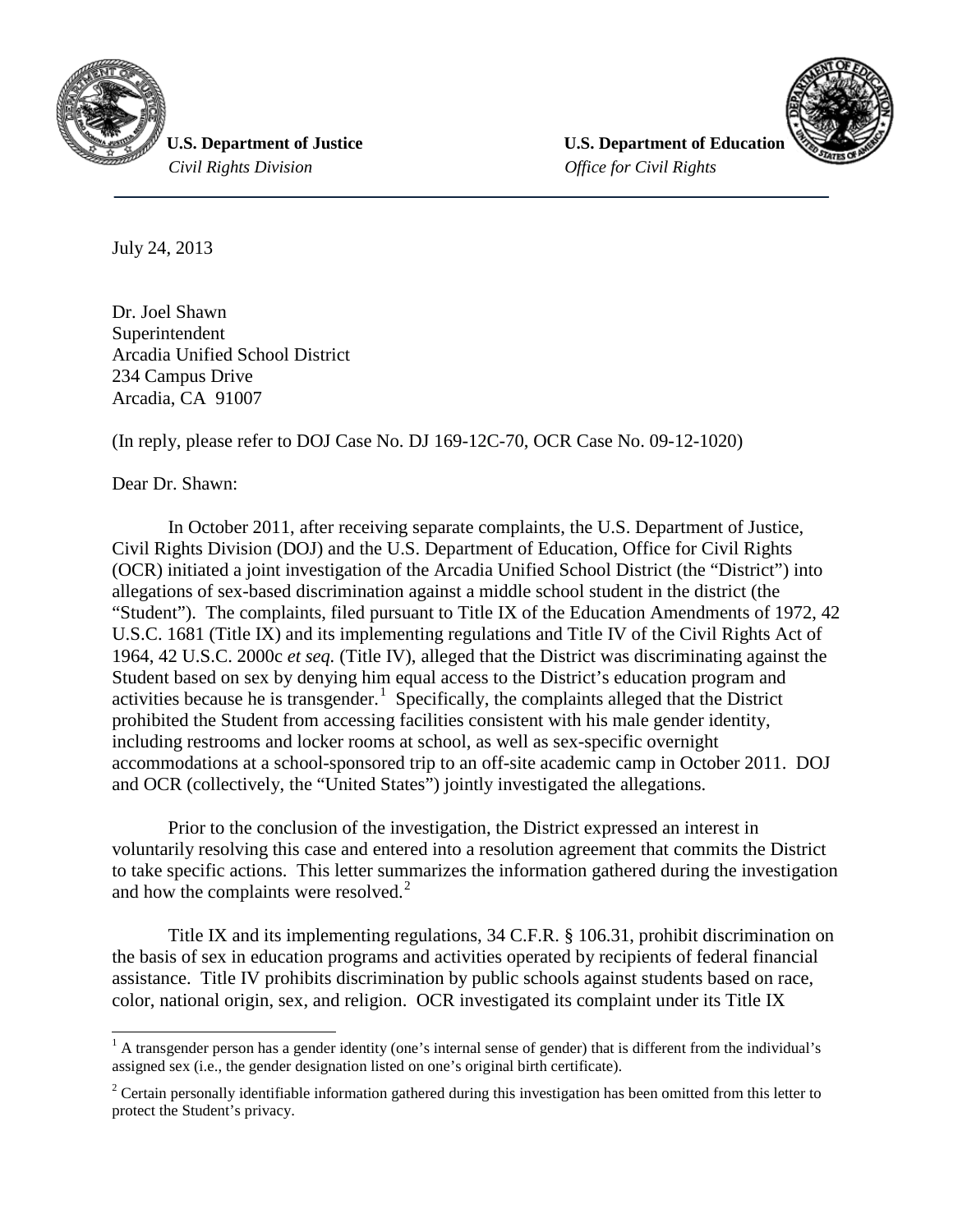**U.S. Department of Justice**
*Civil Rights Division*

**U.S. Department of Education**
*Office for Civil Rights*

---

July 24, 2013

Dr. Joel Shawn
Superintendent
Arcadia Unified School District
234 Campus Drive
Arcadia, CA 91007

(In reply, please refer to DOJ Case No. DJ 169-12C-70, OCR Case No. 09-12-1020)

Dear Dr. Shawn:

In October 2011, after receiving separate complaints, the U.S. Department of Justice, Civil Rights Division (DOJ) and the U.S. Department of Education, Office for Civil Rights (OCR) initiated a joint investigation of the Arcadia Unified School District (the "District") into allegations of sex-based discrimination against a middle school student in the district (the "Student"). The complaints, filed pursuant to Title IX of the Education Amendments of 1972, 42 U.S.C. 1681 (Title IX) and its implementing regulations and Title IV of the Civil Rights Act of 1964, 42 U.S.C. 2000c *et seq.* (Title IV), alleged that the District was discriminating against the Student based on sex by denying him equal access to the District's education program and activities because he is transgender.[1] Specifically, the complaints alleged that the District prohibited the Student from accessing facilities consistent with his male gender identity, including restrooms and locker rooms at school, as well as sex-specific overnight accommodations at a school-sponsored trip to an off-site academic camp in October 2011. DOJ and OCR (collectively, the "United States") jointly investigated the allegations.

Prior to the conclusion of the investigation, the District expressed an interest in voluntarily resolving this case and entered into a resolution agreement that commits the District to take specific actions. This letter summarizes the information gathered during the investigation and how the complaints were resolved.[2]

Title IX and its implementing regulations, 34 C.F.R. § 106.31, prohibit discrimination on the basis of sex in education programs and activities operated by recipients of federal financial assistance. Title IV prohibits discrimination by public schools against students based on race, color, national origin, sex, and religion. OCR investigated its complaint under its Title IX

---

[1] A transgender person has a gender identity (one's internal sense of gender) that is different from the individual's assigned sex (i.e., the gender designation listed on one's original birth certificate).

[2] Certain personally identifiable information gathered during this investigation has been omitted from this letter to protect the Student's privacy.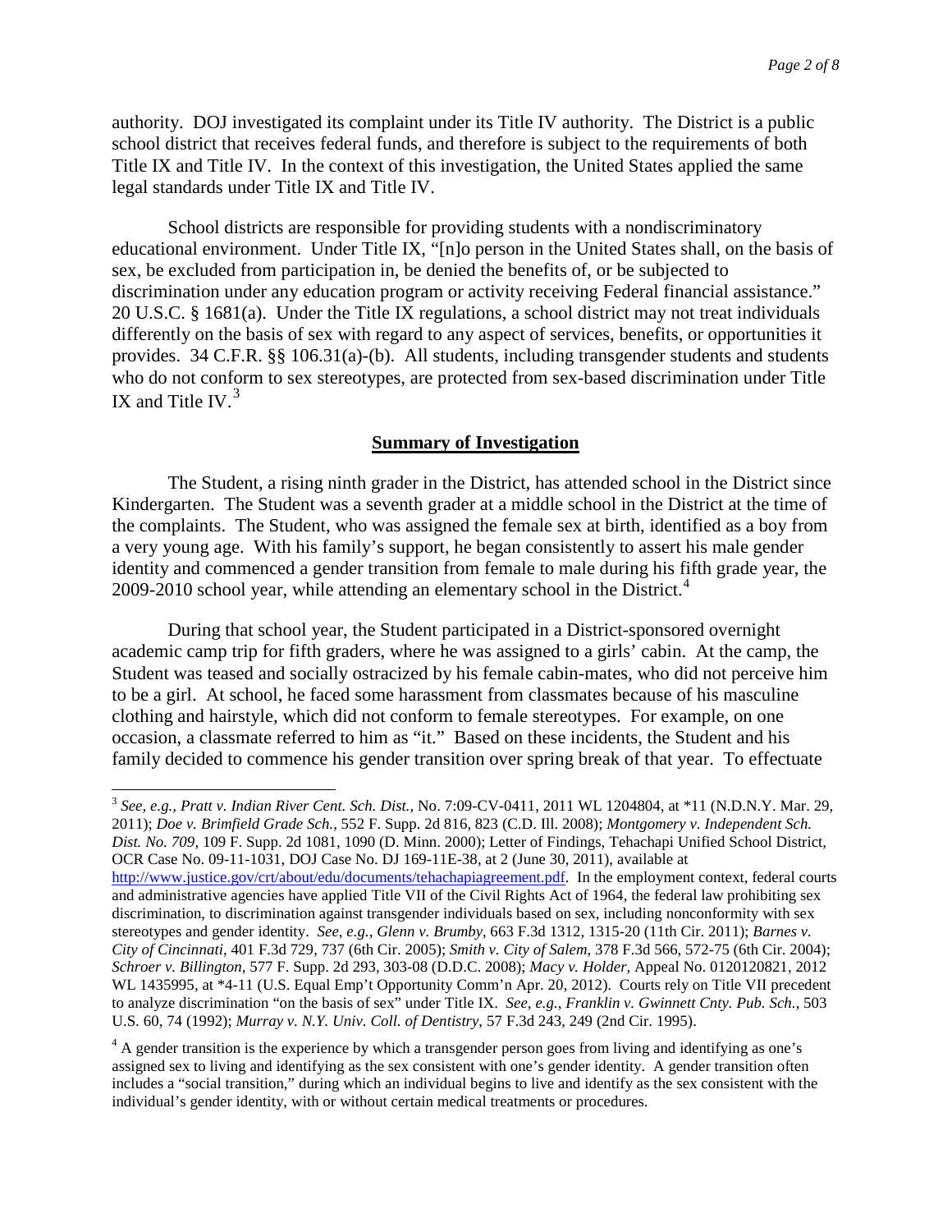authority. DOJ investigated its complaint under its Title IV authority. The District is a public school district that receives federal funds, and therefore is subject to the requirements of both Title IX and Title IV. In the context of this investigation, the United States applied the same legal standards under Title IX and Title IV.

School districts are responsible for providing students with a nondiscriminatory educational environment. Under Title IX, "[n]o person in the United States shall, on the basis of sex, be excluded from participation in, be denied the benefits of, or be subjected to discrimination under any education program or activity receiving Federal financial assistance." 20 U.S.C. § 1681(a). Under the Title IX regulations, a school district may not treat individuals differently on the basis of sex with regard to any aspect of services, benefits, or opportunities it provides. 34 C.F.R. §§ 106.31(a)-(b). All students, including transgender students and students who do not conform to sex stereotypes, are protected from sex-based discrimination under Title IX and Title IV.[3]

## Summary of Investigation

The Student, a rising ninth grader in the District, has attended school in the District since Kindergarten. The Student was a seventh grader at a middle school in the District at the time of the complaints. The Student, who was assigned the female sex at birth, identified as a boy from a very young age. With his family's support, he began consistently to assert his male gender identity and commenced a gender transition from female to male during his fifth grade year, the 2009-2010 school year, while attending an elementary school in the District.[4]

During that school year, the Student participated in a District-sponsored overnight academic camp trip for fifth graders, where he was assigned to a girls' cabin. At the camp, the Student was teased and socially ostracized by his female cabin-mates, who did not perceive him to be a girl. At school, he faced some harassment from classmates because of his masculine clothing and hairstyle, which did not conform to female stereotypes. For example, on one occasion, a classmate referred to him as "it." Based on these incidents, the Student and his family decided to commence his gender transition over spring break of that year. To effectuate

---

[3] *See, e.g., Pratt v. Indian River Cent. Sch. Dist.*, No. 7:09-CV-0411, 2011 WL 1204804, at *11 (N.D.N.Y. Mar. 29, 2011); *Doe v. Brimfield Grade Sch.*, 552 F. Supp. 2d 816, 823 (C.D. Ill. 2008); *Montgomery v. Independent Sch. Dist. No. 709*, 109 F. Supp. 2d 1081, 1090 (D. Minn. 2000); Letter of Findings, Tehachapi Unified School District, OCR Case No. 09-11-1031, DOJ Case No. DJ 169-11E-38, at 2 (June 30, 2011), available at http://www.justice.gov/crt/about/edu/documents/tehachapiagreement.pdf. In the employment context, federal courts and administrative agencies have applied Title VII of the Civil Rights Act of 1964, the federal law prohibiting sex discrimination, to discrimination against transgender individuals based on sex, including nonconformity with sex stereotypes and gender identity. *See, e.g., Glenn v. Brumby*, 663 F.3d 1312, 1315-20 (11th Cir. 2011); *Barnes v. City of Cincinnati*, 401 F.3d 729, 737 (6th Cir. 2005); *Smith v. City of Salem*, 378 F.3d 566, 572-75 (6th Cir. 2004); *Schroer v. Billington*, 577 F. Supp. 2d 293, 303-08 (D.D.C. 2008); *Macy v. Holder*, Appeal No. 0120120821, 2012 WL 1435995, at *4-11 (U.S. Equal Emp't Opportunity Comm'n Apr. 20, 2012). Courts rely on Title VII precedent to analyze discrimination "on the basis of sex" under Title IX. *See, e.g., Franklin v. Gwinnett Cnty. Pub. Sch.*, 503 U.S. 60, 74 (1992); *Murray v. N.Y. Univ. Coll. of Dentistry*, 57 F.3d 243, 249 (2nd Cir. 1995).

[4] A gender transition is the experience by which a transgender person goes from living and identifying as one's assigned sex to living and identifying as the sex consistent with one's gender identity. A gender transition often includes a "social transition," during which an individual begins to live and identify as the sex consistent with the individual's gender identity, with or without certain medical treatments or procedures.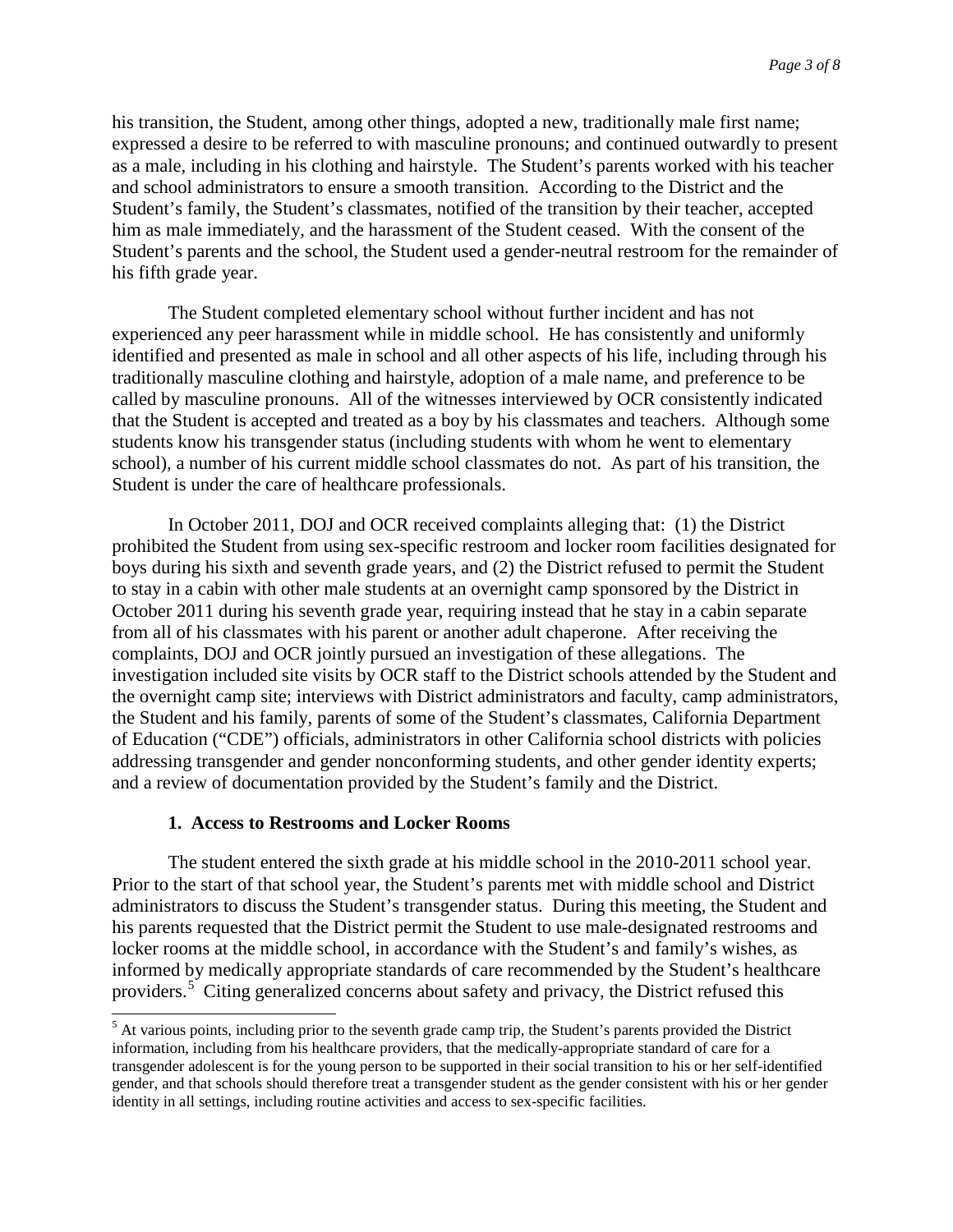his transition, the Student, among other things, adopted a new, traditionally male first name; expressed a desire to be referred to with masculine pronouns; and continued outwardly to present as a male, including in his clothing and hairstyle. The Student's parents worked with his teacher and school administrators to ensure a smooth transition. According to the District and the Student's family, the Student's classmates, notified of the transition by their teacher, accepted him as male immediately, and the harassment of the Student ceased. With the consent of the Student's parents and the school, the Student used a gender-neutral restroom for the remainder of his fifth grade year.

The Student completed elementary school without further incident and has not experienced any peer harassment while in middle school. He has consistently and uniformly identified and presented as male in school and all other aspects of his life, including through his traditionally masculine clothing and hairstyle, adoption of a male name, and preference to be called by masculine pronouns. All of the witnesses interviewed by OCR consistently indicated that the Student is accepted and treated as a boy by his classmates and teachers. Although some students know his transgender status (including students with whom he went to elementary school), a number of his current middle school classmates do not. As part of his transition, the Student is under the care of healthcare professionals.

In October 2011, DOJ and OCR received complaints alleging that: (1) the District prohibited the Student from using sex-specific restroom and locker room facilities designated for boys during his sixth and seventh grade years, and (2) the District refused to permit the Student to stay in a cabin with other male students at an overnight camp sponsored by the District in October 2011 during his seventh grade year, requiring instead that he stay in a cabin separate from all of his classmates with his parent or another adult chaperone. After receiving the complaints, DOJ and OCR jointly pursued an investigation of these allegations. The investigation included site visits by OCR staff to the District schools attended by the Student and the overnight camp site; interviews with District administrators and faculty, camp administrators, the Student and his family, parents of some of the Student's classmates, California Department of Education ("CDE") officials, administrators in other California school districts with policies addressing transgender and gender nonconforming students, and other gender identity experts; and a review of documentation provided by the Student's family and the District.

### 1. Access to Restrooms and Locker Rooms

The student entered the sixth grade at his middle school in the 2010-2011 school year. Prior to the start of that school year, the Student's parents met with middle school and District administrators to discuss the Student's transgender status. During this meeting, the Student and his parents requested that the District permit the Student to use male-designated restrooms and locker rooms at the middle school, in accordance with the Student's and family's wishes, as informed by medically appropriate standards of care recommended by the Student's healthcare providers.[5] Citing generalized concerns about safety and privacy, the District refused this

[5] At various points, including prior to the seventh grade camp trip, the Student's parents provided the District information, including from his healthcare providers, that the medically-appropriate standard of care for a transgender adolescent is for the young person to be supported in their social transition to his or her self-identified gender, and that schools should therefore treat a transgender student as the gender consistent with his or her gender identity in all settings, including routine activities and access to sex-specific facilities.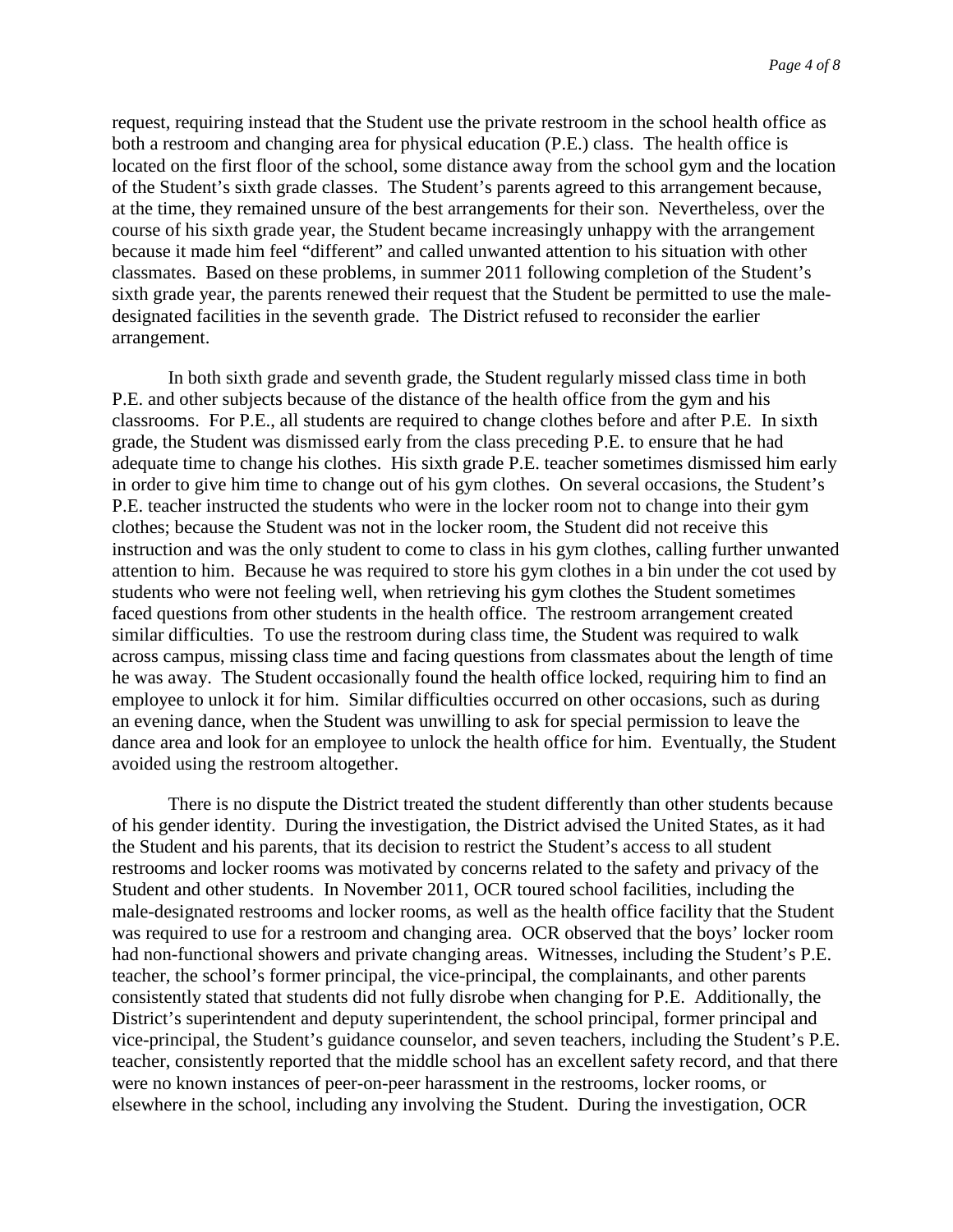request, requiring instead that the Student use the private restroom in the school health office as both a restroom and changing area for physical education (P.E.) class. The health office is located on the first floor of the school, some distance away from the school gym and the location of the Student's sixth grade classes. The Student's parents agreed to this arrangement because, at the time, they remained unsure of the best arrangements for their son. Nevertheless, over the course of his sixth grade year, the Student became increasingly unhappy with the arrangement because it made him feel "different" and called unwanted attention to his situation with other classmates. Based on these problems, in summer 2011 following completion of the Student's sixth grade year, the parents renewed their request that the Student be permitted to use the male-designated facilities in the seventh grade. The District refused to reconsider the earlier arrangement.

In both sixth grade and seventh grade, the Student regularly missed class time in both P.E. and other subjects because of the distance of the health office from the gym and his classrooms. For P.E., all students are required to change clothes before and after P.E. In sixth grade, the Student was dismissed early from the class preceding P.E. to ensure that he had adequate time to change his clothes. His sixth grade P.E. teacher sometimes dismissed him early in order to give him time to change out of his gym clothes. On several occasions, the Student's P.E. teacher instructed the students who were in the locker room not to change into their gym clothes; because the Student was not in the locker room, the Student did not receive this instruction and was the only student to come to class in his gym clothes, calling further unwanted attention to him. Because he was required to store his gym clothes in a bin under the cot used by students who were not feeling well, when retrieving his gym clothes the Student sometimes faced questions from other students in the health office. The restroom arrangement created similar difficulties. To use the restroom during class time, the Student was required to walk across campus, missing class time and facing questions from classmates about the length of time he was away. The Student occasionally found the health office locked, requiring him to find an employee to unlock it for him. Similar difficulties occurred on other occasions, such as during an evening dance, when the Student was unwilling to ask for special permission to leave the dance area and look for an employee to unlock the health office for him. Eventually, the Student avoided using the restroom altogether.

There is no dispute the District treated the student differently than other students because of his gender identity. During the investigation, the District advised the United States, as it had the Student and his parents, that its decision to restrict the Student's access to all student restrooms and locker rooms was motivated by concerns related to the safety and privacy of the Student and other students. In November 2011, OCR toured school facilities, including the male-designated restrooms and locker rooms, as well as the health office facility that the Student was required to use for a restroom and changing area. OCR observed that the boys' locker room had non-functional showers and private changing areas. Witnesses, including the Student's P.E. teacher, the school's former principal, the vice-principal, the complainants, and other parents consistently stated that students did not fully disrobe when changing for P.E. Additionally, the District's superintendent and deputy superintendent, the school principal, former principal and vice-principal, the Student's guidance counselor, and seven teachers, including the Student's P.E. teacher, consistently reported that the middle school has an excellent safety record, and that there were no known instances of peer-on-peer harassment in the restrooms, locker rooms, or elsewhere in the school, including any involving the Student. During the investigation, OCR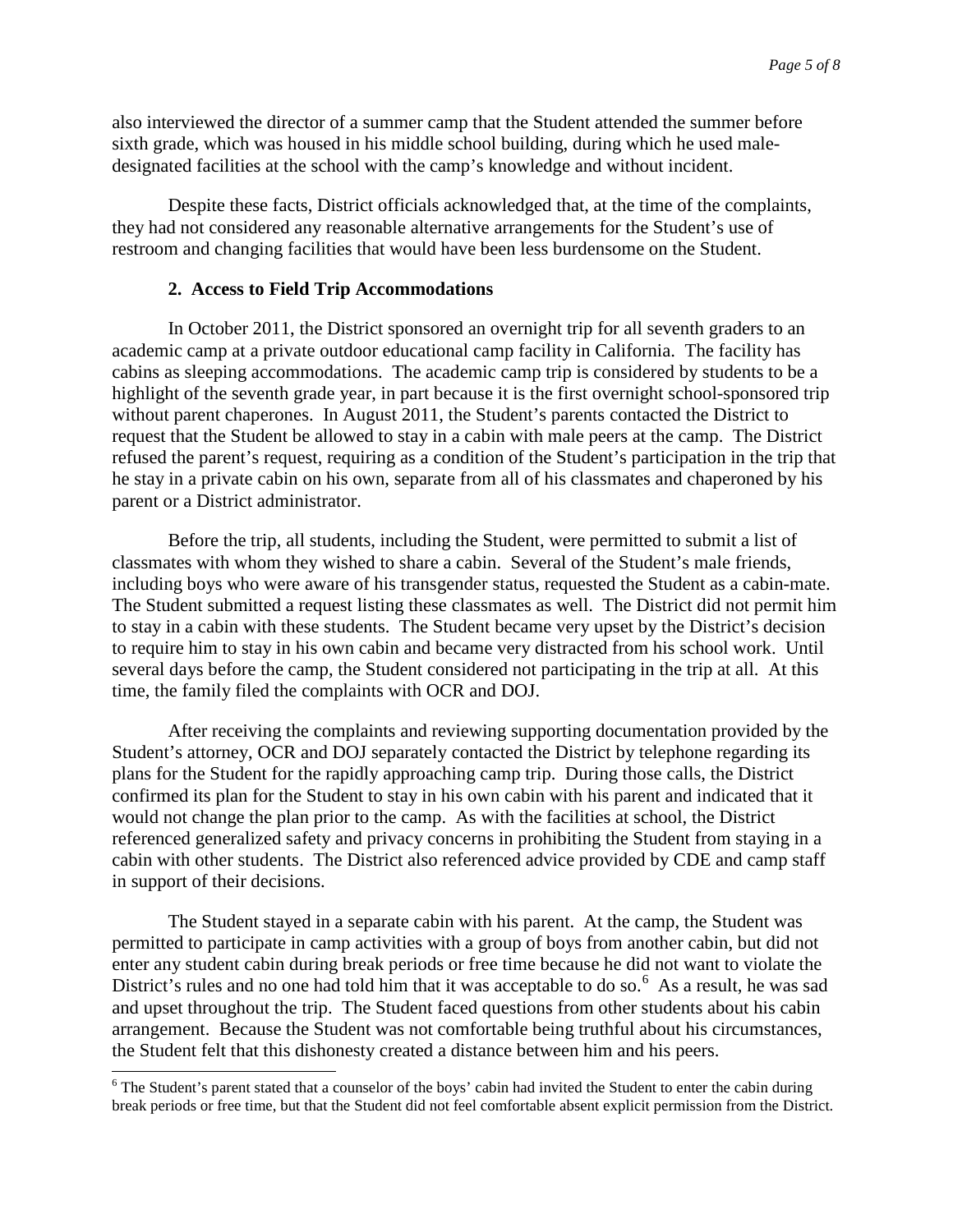also interviewed the director of a summer camp that the Student attended the summer before sixth grade, which was housed in his middle school building, during which he used male-designated facilities at the school with the camp's knowledge and without incident.

Despite these facts, District officials acknowledged that, at the time of the complaints, they had not considered any reasonable alternative arrangements for the Student's use of restroom and changing facilities that would have been less burdensome on the Student.

### 2. Access to Field Trip Accommodations

In October 2011, the District sponsored an overnight trip for all seventh graders to an academic camp at a private outdoor educational camp facility in California. The facility has cabins as sleeping accommodations. The academic camp trip is considered by students to be a highlight of the seventh grade year, in part because it is the first overnight school-sponsored trip without parent chaperones. In August 2011, the Student's parents contacted the District to request that the Student be allowed to stay in a cabin with male peers at the camp. The District refused the parent's request, requiring as a condition of the Student's participation in the trip that he stay in a private cabin on his own, separate from all of his classmates and chaperoned by his parent or a District administrator.

Before the trip, all students, including the Student, were permitted to submit a list of classmates with whom they wished to share a cabin. Several of the Student's male friends, including boys who were aware of his transgender status, requested the Student as a cabin-mate. The Student submitted a request listing these classmates as well. The District did not permit him to stay in a cabin with these students. The Student became very upset by the District's decision to require him to stay in his own cabin and became very distracted from his school work. Until several days before the camp, the Student considered not participating in the trip at all. At this time, the family filed the complaints with OCR and DOJ.

After receiving the complaints and reviewing supporting documentation provided by the Student's attorney, OCR and DOJ separately contacted the District by telephone regarding its plans for the Student for the rapidly approaching camp trip. During those calls, the District confirmed its plan for the Student to stay in his own cabin with his parent and indicated that it would not change the plan prior to the camp. As with the facilities at school, the District referenced generalized safety and privacy concerns in prohibiting the Student from staying in a cabin with other students. The District also referenced advice provided by CDE and camp staff in support of their decisions.

The Student stayed in a separate cabin with his parent. At the camp, the Student was permitted to participate in camp activities with a group of boys from another cabin, but did not enter any student cabin during break periods or free time because he did not want to violate the District's rules and no one had told him that it was acceptable to do so.[6] As a result, he was sad and upset throughout the trip. The Student faced questions from other students about his cabin arrangement. Because the Student was not comfortable being truthful about his circumstances, the Student felt that this dishonesty created a distance between him and his peers.

[6] The Student's parent stated that a counselor of the boys' cabin had invited the Student to enter the cabin during break periods or free time, but that the Student did not feel comfortable absent explicit permission from the District.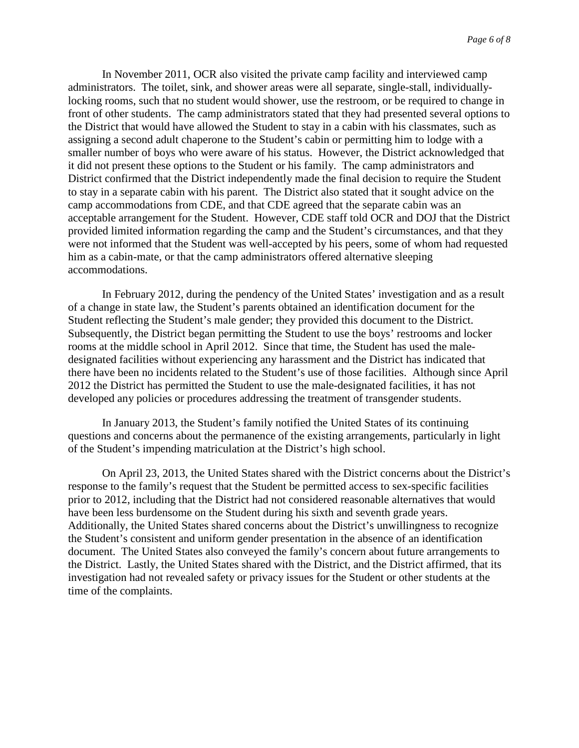In November 2011, OCR also visited the private camp facility and interviewed camp administrators. The toilet, sink, and shower areas were all separate, single-stall, individually-locking rooms, such that no student would shower, use the restroom, or be required to change in front of other students. The camp administrators stated that they had presented several options to the District that would have allowed the Student to stay in a cabin with his classmates, such as assigning a second adult chaperone to the Student's cabin or permitting him to lodge with a smaller number of boys who were aware of his status. However, the District acknowledged that it did not present these options to the Student or his family. The camp administrators and District confirmed that the District independently made the final decision to require the Student to stay in a separate cabin with his parent. The District also stated that it sought advice on the camp accommodations from CDE, and that CDE agreed that the separate cabin was an acceptable arrangement for the Student. However, CDE staff told OCR and DOJ that the District provided limited information regarding the camp and the Student's circumstances, and that they were not informed that the Student was well-accepted by his peers, some of whom had requested him as a cabin-mate, or that the camp administrators offered alternative sleeping accommodations.

In February 2012, during the pendency of the United States' investigation and as a result of a change in state law, the Student's parents obtained an identification document for the Student reflecting the Student's male gender; they provided this document to the District. Subsequently, the District began permitting the Student to use the boys' restrooms and locker rooms at the middle school in April 2012. Since that time, the Student has used the male-designated facilities without experiencing any harassment and the District has indicated that there have been no incidents related to the Student's use of those facilities. Although since April 2012 the District has permitted the Student to use the male-designated facilities, it has not developed any policies or procedures addressing the treatment of transgender students.

In January 2013, the Student's family notified the United States of its continuing questions and concerns about the permanence of the existing arrangements, particularly in light of the Student's impending matriculation at the District's high school.

On April 23, 2013, the United States shared with the District concerns about the District's response to the family's request that the Student be permitted access to sex-specific facilities prior to 2012, including that the District had not considered reasonable alternatives that would have been less burdensome on the Student during his sixth and seventh grade years. Additionally, the United States shared concerns about the District's unwillingness to recognize the Student's consistent and uniform gender presentation in the absence of an identification document. The United States also conveyed the family's concern about future arrangements to the District. Lastly, the United States shared with the District, and the District affirmed, that its investigation had not revealed safety or privacy issues for the Student or other students at the time of the complaints.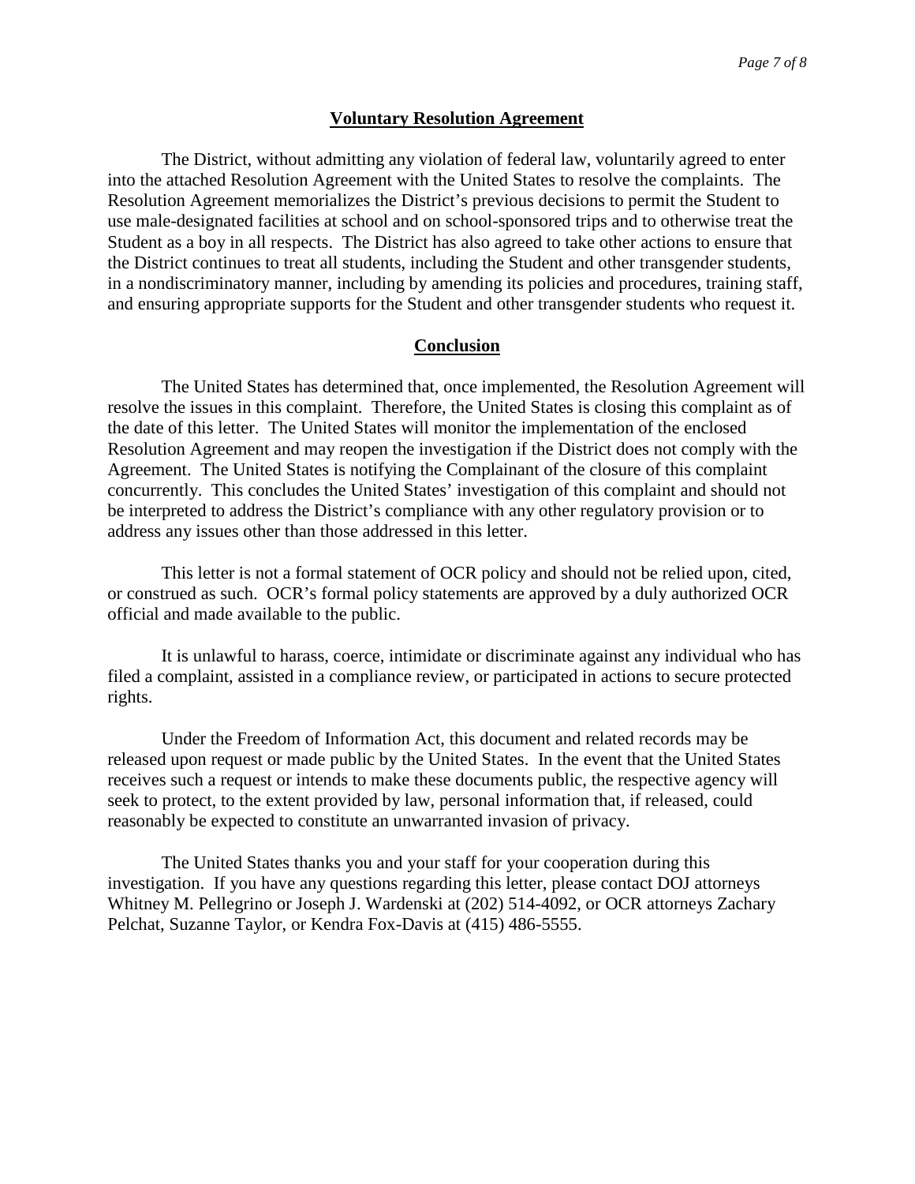## Voluntary Resolution Agreement

The District, without admitting any violation of federal law, voluntarily agreed to enter into the attached Resolution Agreement with the United States to resolve the complaints. The Resolution Agreement memorializes the District's previous decisions to permit the Student to use male-designated facilities at school and on school-sponsored trips and to otherwise treat the Student as a boy in all respects. The District has also agreed to take other actions to ensure that the District continues to treat all students, including the Student and other transgender students, in a nondiscriminatory manner, including by amending its policies and procedures, training staff, and ensuring appropriate supports for the Student and other transgender students who request it.

## Conclusion

The United States has determined that, once implemented, the Resolution Agreement will resolve the issues in this complaint. Therefore, the United States is closing this complaint as of the date of this letter. The United States will monitor the implementation of the enclosed Resolution Agreement and may reopen the investigation if the District does not comply with the Agreement. The United States is notifying the Complainant of the closure of this complaint concurrently. This concludes the United States' investigation of this complaint and should not be interpreted to address the District's compliance with any other regulatory provision or to address any issues other than those addressed in this letter.

This letter is not a formal statement of OCR policy and should not be relied upon, cited, or construed as such. OCR's formal policy statements are approved by a duly authorized OCR official and made available to the public.

It is unlawful to harass, coerce, intimidate or discriminate against any individual who has filed a complaint, assisted in a compliance review, or participated in actions to secure protected rights.

Under the Freedom of Information Act, this document and related records may be released upon request or made public by the United States. In the event that the United States receives such a request or intends to make these documents public, the respective agency will seek to protect, to the extent provided by law, personal information that, if released, could reasonably be expected to constitute an unwarranted invasion of privacy.

The United States thanks you and your staff for your cooperation during this investigation. If you have any questions regarding this letter, please contact DOJ attorneys Whitney M. Pellegrino or Joseph J. Wardenski at (202) 514-4092, or OCR attorneys Zachary Pelchat, Suzanne Taylor, or Kendra Fox-Davis at (415) 486-5555.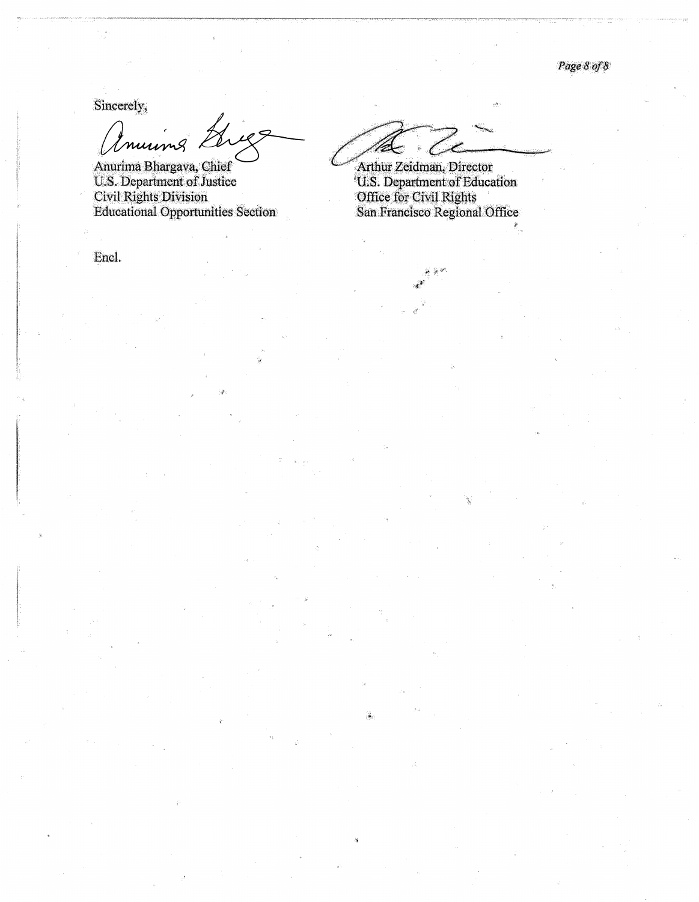Sincerely,

Anurima Bhargava, Chief
U.S. Department of Justice
Civil Rights Division
Educational Opportunities Section

Arthur Zeidman, Director
U.S. Department of Education
Office for Civil Rights
San Francisco Regional Office

Encl.